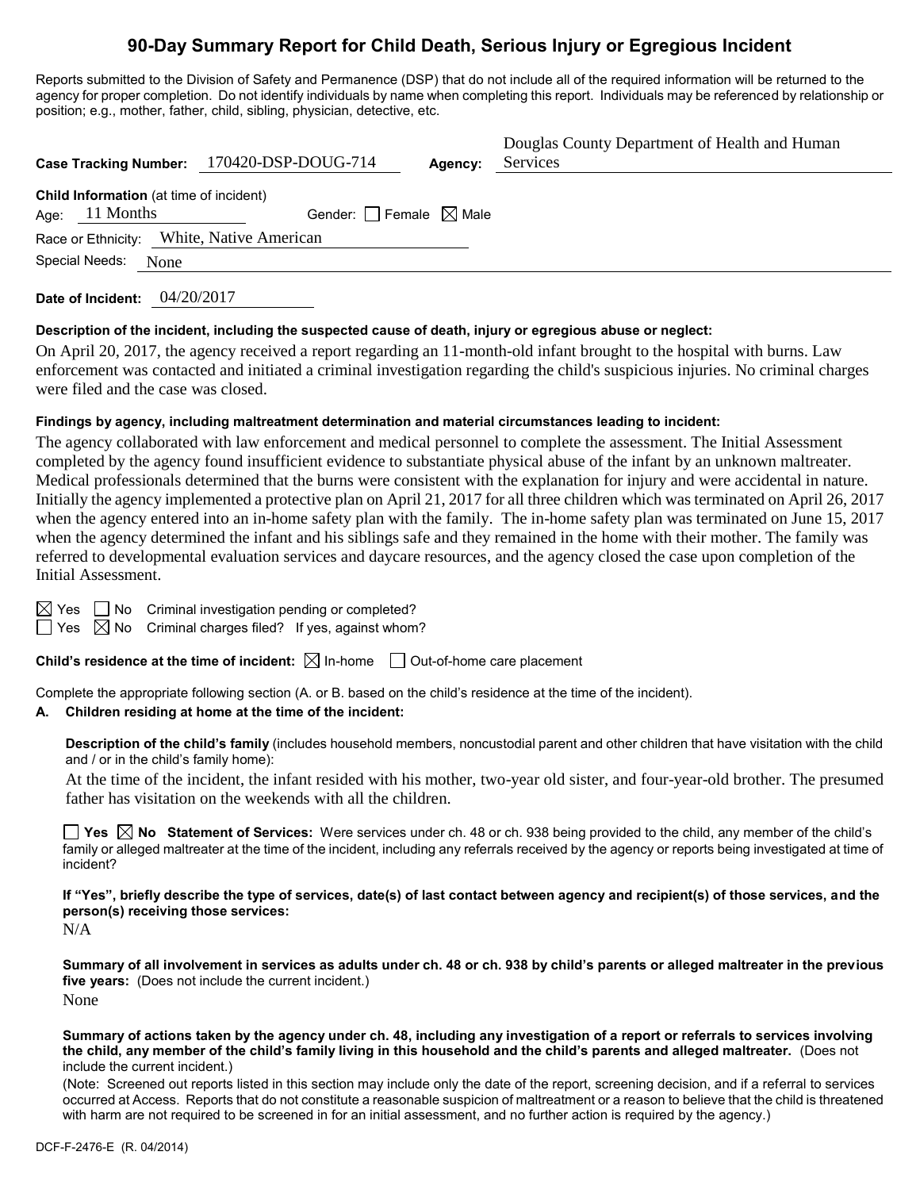# 90-Day Summary Report for Child Death, Serious Injury or Egregious Incident

Reports submitted to the Division of Safety and Permanence (DSP) that do not include all of the required information will be returned to the agency for proper completion. Do not identify individuals by name when completing this report. Individuals may be referenced by relationship or position; e.g., mother, father, child, sibling, physician, detective, etc.

**Case Tracking Number:** 170420-DSP-DOUG-714 **Agency:** Douglas County Department of Health and Human Services

**Child Information** (at time of incident)

Age: 11 Months Gender: ☐ Female ☒ Male

Race or Ethnicity: White, Native American

Special Needs: None

**Date of Incident:** 04/20/2017

**Description of the incident, including the suspected cause of death, injury or egregious abuse or neglect:**

On April 20, 2017, the agency received a report regarding an 11-month-old infant brought to the hospital with burns. Law enforcement was contacted and initiated a criminal investigation regarding the child's suspicious injuries. No criminal charges were filed and the case was closed.

**Findings by agency, including maltreatment determination and material circumstances leading to incident:**

The agency collaborated with law enforcement and medical personnel to complete the assessment. The Initial Assessment completed by the agency found insufficient evidence to substantiate physical abuse of the infant by an unknown maltreater. Medical professionals determined that the burns were consistent with the explanation for injury and were accidental in nature. Initially the agency implemented a protective plan on April 21, 2017 for all three children which was terminated on April 26, 2017 when the agency entered into an in-home safety plan with the family. The in-home safety plan was terminated on June 15, 2017 when the agency determined the infant and his siblings safe and they remained in the home with their mother. The family was referred to developmental evaluation services and daycare resources, and the agency closed the case upon completion of the Initial Assessment.

☒ Yes ☐ No Criminal investigation pending or completed?

☐ Yes ☒ No Criminal charges filed? If yes, against whom?

**Child's residence at the time of incident:** ☒ In-home ☐ Out-of-home care placement

Complete the appropriate following section (A. or B. based on the child's residence at the time of the incident).

**A. Children residing at home at the time of the incident:**

**Description of the child's family** (includes household members, noncustodial parent and other children that have visitation with the child and / or in the child's family home):

At the time of the incident, the infant resided with his mother, two-year old sister, and four-year-old brother. The presumed father has visitation on the weekends with all the children.

☐ **Yes** ☒ **No Statement of Services:** Were services under ch. 48 or ch. 938 being provided to the child, any member of the child's family or alleged maltreater at the time of the incident, including any referrals received by the agency or reports being investigated at time of incident?

**If "Yes", briefly describe the type of services, date(s) of last contact between agency and recipient(s) of those services, and the person(s) receiving those services:**

N/A

**Summary of all involvement in services as adults under ch. 48 or ch. 938 by child's parents or alleged maltreater in the previous five years:** (Does not include the current incident.)

None

**Summary of actions taken by the agency under ch. 48, including any investigation of a report or referrals to services involving the child, any member of the child's family living in this household and the child's parents and alleged maltreater.** (Does not include the current incident.)

(Note: Screened out reports listed in this section may include only the date of the report, screening decision, and if a referral to services occurred at Access. Reports that do not constitute a reasonable suspicion of maltreatment or a reason to believe that the child is threatened with harm are not required to be screened in for an initial assessment, and no further action is required by the agency.)

DCF-F-2476-E (R. 04/2014)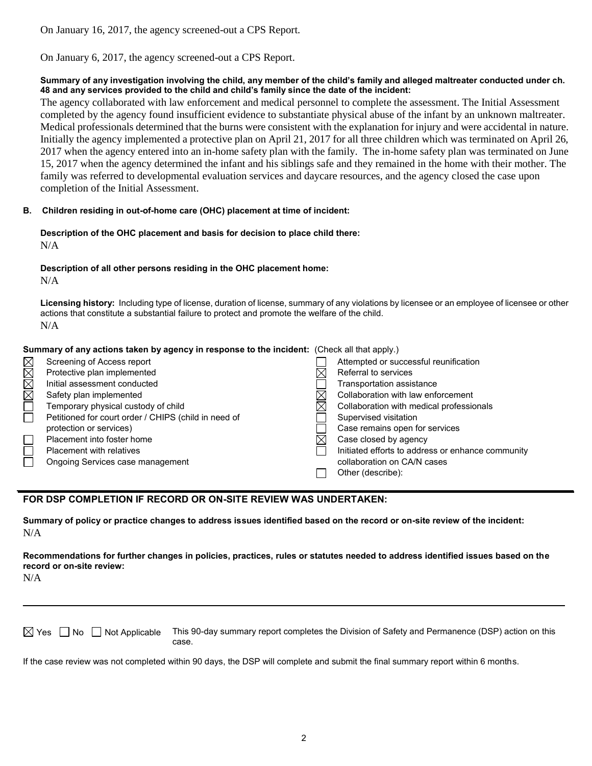On January 16, 2017, the agency screened-out a CPS Report.

On January 6, 2017, the agency screened-out a CPS Report.

**Summary of any investigation involving the child, any member of the child's family and alleged maltreater conducted under ch. 48 and any services provided to the child and child's family since the date of the incident:**

The agency collaborated with law enforcement and medical personnel to complete the assessment. The Initial Assessment completed by the agency found insufficient evidence to substantiate physical abuse of the infant by an unknown maltreater. Medical professionals determined that the burns were consistent with the explanation for injury and were accidental in nature. Initially the agency implemented a protective plan on April 21, 2017 for all three children which was terminated on April 26, 2017 when the agency entered into an in-home safety plan with the family. The in-home safety plan was terminated on June 15, 2017 when the agency determined the infant and his siblings safe and they remained in the home with their mother. The family was referred to developmental evaluation services and daycare resources, and the agency closed the case upon completion of the Initial Assessment.

**B. Children residing in out-of-home care (OHC) placement at time of incident:**

**Description of the OHC placement and basis for decision to place child there:**

N/A

**Description of all other persons residing in the OHC placement home:**

N/A

**Licensing history:** Including type of license, duration of license, summary of any violations by licensee or an employee of licensee or other actions that constitute a substantial failure to protect and promote the welfare of the child.

N/A

**Summary of any actions taken by agency in response to the incident:** (Check all that apply.)

- ☒ Screening of Access report
- ☒ Protective plan implemented
- ☒ Initial assessment conducted
- ☒ Safety plan implemented
- ☐ Temporary physical custody of child
- ☐ Petitioned for court order / CHIPS (child in need of protection or services)
- ☐ Placement into foster home
- ☐ Placement with relatives
- ☐ Ongoing Services case management
- ☐ Attempted or successful reunification
- ☒ Referral to services
- ☐ Transportation assistance
- ☒ Collaboration with law enforcement
- ☒ Collaboration with medical professionals
- ☐ Supervised visitation
- ☐ Case remains open for services
- ☒ Case closed by agency
- ☐ Initiated efforts to address or enhance community collaboration on CA/N cases
- ☐ Other (describe):

## FOR DSP COMPLETION IF RECORD OR ON-SITE REVIEW WAS UNDERTAKEN:

**Summary of policy or practice changes to address issues identified based on the record or on-site review of the incident:**

N/A

**Recommendations for further changes in policies, practices, rules or statutes needed to address identified issues based on the record or on-site review:**

N/A

☒ Yes ☐ No ☐ Not Applicable This 90-day summary report completes the Division of Safety and Permanence (DSP) action on this case.

If the case review was not completed within 90 days, the DSP will complete and submit the final summary report within 6 months.